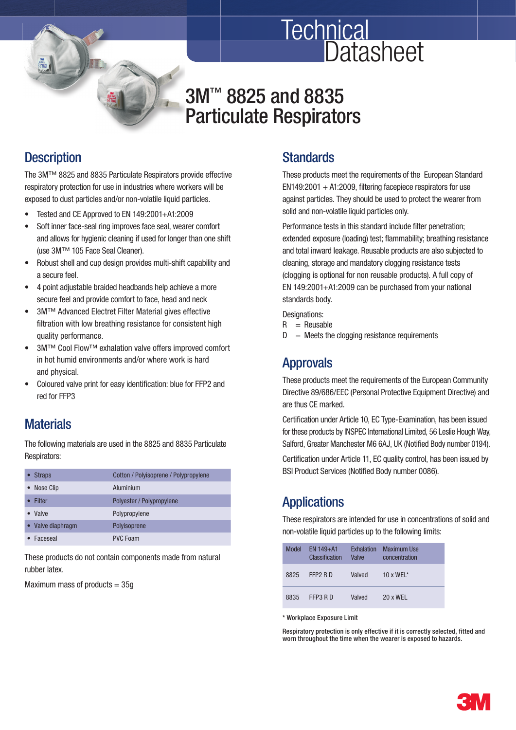# Technical Datasheet

# 3M™ 8825 and 8835 Particulate Respirators

## Description

The 3M™ 8825 and 8835 Particulate Respirators provide effective respiratory protection for use in industries where workers will be exposed to dust particles and/or non-volatile liquid particles.

- Tested and CE Approved to EN 149:2001+A1:2009
- Soft inner face-seal ring improves face seal, wearer comfort and allows for hygienic cleaning if used for longer than one shift (use 3M™ 105 Face Seal Cleaner).
- Robust shell and cup design provides multi-shift capability and a secure feel.
- 4 point adjustable braided headbands help achieve a more secure feel and provide comfort to face, head and neck
- 3M™ Advanced Electret Filter Material gives effective filtration with low breathing resistance for consistent high quality performance.
- 3M™ Cool Flow™ exhalation valve offers improved comfort in hot humid environments and/or where work is hard and physical.
- Coloured valve print for easy identification: blue for FFP2 and red for FFP3

## Materials

The following materials are used in the 8825 and 8835 Particulate Respirators:

| Component | Material |
|---|---|
| • Straps | Cotton / Polyisoprene / Polypropylene |
| • Nose Clip | Aluminium |
| • Filter | Polyester / Polypropylene |
| • Valve | Polypropylene |
| • Valve diaphragm | Polyisoprene |
| • Faceseal | PVC Foam |

These products do not contain components made from natural rubber latex.

Maximum mass of products = 35g

## Standards

These products meet the requirements of the European Standard EN149:2001 + A1:2009, filtering facepiece respirators for use against particles. They should be used to protect the wearer from solid and non-volatile liquid particles only.

Performance tests in this standard include filter penetration; extended exposure (loading) test; flammability; breathing resistance and total inward leakage. Reusable products are also subjected to cleaning, storage and mandatory clogging resistance tests (clogging is optional for non reusable products). A full copy of EN 149:2001+A1:2009 can be purchased from your national standards body.

Designations:
R = Reusable
D = Meets the clogging resistance requirements

## Approvals

These products meet the requirements of the European Community Directive 89/686/EEC (Personal Protective Equipment Directive) and are thus CE marked.

Certification under Article 10, EC Type-Examination, has been issued for these products by INSPEC International Limited, 56 Leslie Hough Way, Salford, Greater Manchester M6 6AJ, UK (Notified Body number 0194).

Certification under Article 11, EC quality control, has been issued by BSI Product Services (Notified Body number 0086).

## Applications

These respirators are intended for use in concentrations of solid and non-volatile liquid particles up to the following limits:

| Model | EN 149+A1 Classification | Exhalation Valve | Maximum Use concentration |
|---|---|---|---|
| 8825 | FFP2 R D | Valved | 10 x WEL* |
| 8835 | FFP3 R D | Valved | 20 x WEL |

* Workplace Exposure Limit

Respiratory protection is only effective if it is correctly selected, fitted and worn throughout the time when the wearer is exposed to hazards.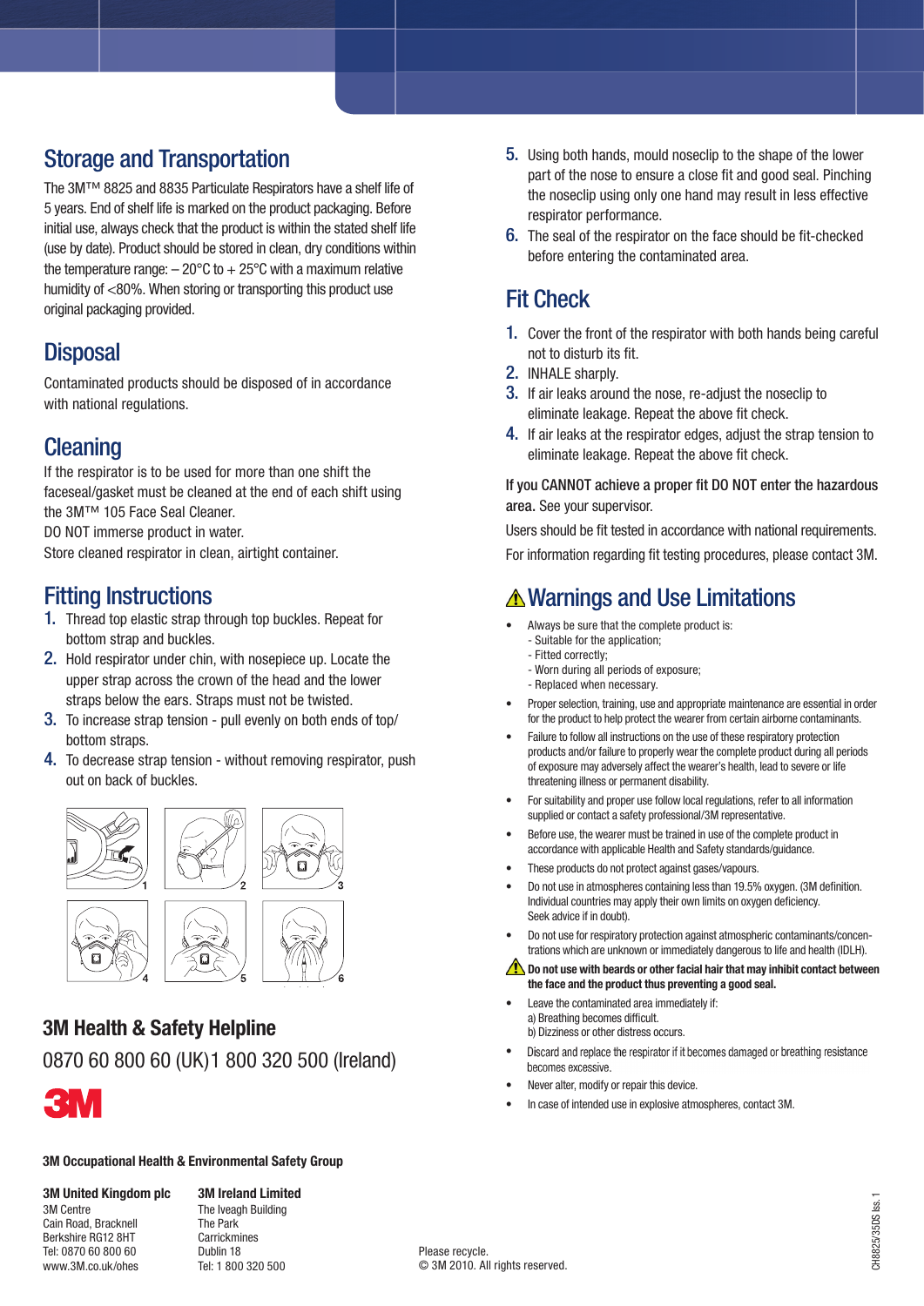## Storage and Transportation

The 3M™ 8825 and 8835 Particulate Respirators have a shelf life of 5 years. End of shelf life is marked on the product packaging. Before initial use, always check that the product is within the stated shelf life (use by date). Product should be stored in clean, dry conditions within the temperature range: – 20°C to + 25°C with a maximum relative humidity of <80%. When storing or transporting this product use original packaging provided.

## Disposal

Contaminated products should be disposed of in accordance with national regulations.

## Cleaning

If the respirator is to be used for more than one shift the faceseal/gasket must be cleaned at the end of each shift using the 3M™ 105 Face Seal Cleaner.
DO NOT immerse product in water.
Store cleaned respirator in clean, airtight container.

## Fitting Instructions

1. Thread top elastic strap through top buckles. Repeat for bottom strap and buckles.
2. Hold respirator under chin, with nosepiece up. Locate the upper strap across the crown of the head and the lower straps below the ears. Straps must not be twisted.
3. To increase strap tension - pull evenly on both ends of top/bottom straps.
4. To decrease strap tension - without removing respirator, push out on back of buckles.
5. Using both hands, mould noseclip to the shape of the lower part of the nose to ensure a close fit and good seal. Pinching the noseclip using only one hand may result in less effective respirator performance.
6. The seal of the respirator on the face should be fit-checked before entering the contaminated area.

1 2 3 4 5 6

## Fit Check

1. Cover the front of the respirator with both hands being careful not to disturb its fit.
2. INHALE sharply.
3. If air leaks around the nose, re-adjust the noseclip to eliminate leakage. Repeat the above fit check.
4. If air leaks at the respirator edges, adjust the strap tension to eliminate leakage. Repeat the above fit check.

**If you CANNOT achieve a proper fit DO NOT enter the hazardous area.** See your supervisor.

Users should be fit tested in accordance with national requirements.

For information regarding fit testing procedures, please contact 3M.

## ⚠ Warnings and Use Limitations

- Always be sure that the complete product is:
  - Suitable for the application;
  - Fitted correctly;
  - Worn during all periods of exposure;
  - Replaced when necessary.
- Proper selection, training, use and appropriate maintenance are essential in order for the product to help protect the wearer from certain airborne contaminants.
- Failure to follow all instructions on the use of these respiratory protection products and/or failure to properly wear the complete product during all periods of exposure may adversely affect the wearer's health, lead to severe or life threatening illness or permanent disability.
- For suitability and proper use follow local regulations, refer to all information supplied or contact a safety professional/3M representative.
- Before use, the wearer must be trained in use of the complete product in accordance with applicable Health and Safety standards/guidance.
- These products do not protect against gases/vapours.
- Do not use in atmospheres containing less than 19.5% oxygen. (3M definition. Individual countries may apply their own limits on oxygen deficiency. Seek advice if in doubt).
- Do not use for respiratory protection against atmospheric contaminants/concentrations which are unknown or immediately dangerous to life and health (IDLH).

⚠ **Do not use with beards or other facial hair that may inhibit contact between the face and the product thus preventing a good seal.**

- Leave the contaminated area immediately if:
  a) Breathing becomes difficult.
  b) Dizziness or other distress occurs.
- Discard and replace the respirator if it becomes damaged or breathing resistance becomes excessive.
- Never alter, modify or repair this device.
- In case of intended use in explosive atmospheres, contact 3M.

## 3M Health & Safety Helpline

0870 60 800 60 (UK)1 800 320 500 (Ireland)

3M

**3M Occupational Health & Environmental Safety Group**

**3M United Kingdom plc**
3M Centre
Cain Road, Bracknell
Berkshire RG12 8HT
Tel: 0870 60 800 60
www.3M.co.uk/ohes

**3M Ireland Limited**
The Iveagh Building
The Park
Carrickmines
Dublin 18
Tel: 1 800 320 500

Please recycle.
© 3M 2010. All rights reserved.

CH8825/35DS Iss. 1